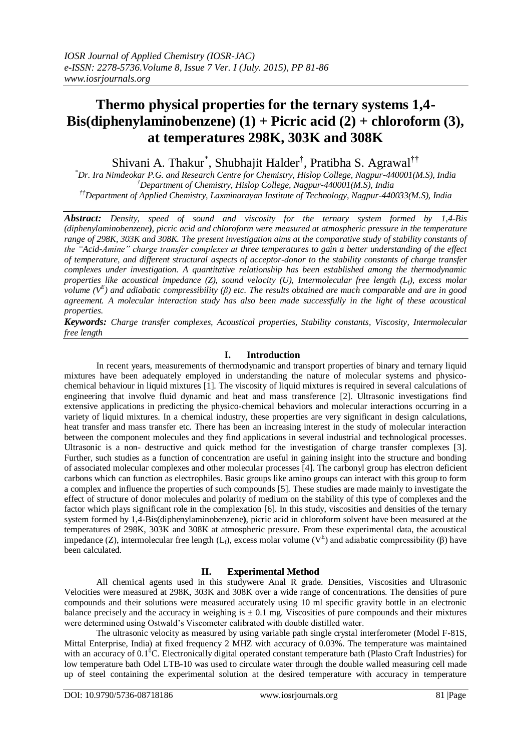# Thermo physical properties for the ternary systems 1,4-Bis(diphenylaminobenzene) (1) + Picric acid (2) + chloroform (3), at temperatures 298K, 303K and 308K

Shivani A. Thakur[*], Shubhajit Halder[†], Pratibha S. Agrawal[††]

[*]Dr. Ira Nimdeokar P.G. and Research Centre for Chemistry, Hislop College, Nagpur-440001(M.S), India
[†]Department of Chemistry, Hislop College, Nagpur-440001(M.S), India
[††]Department of Applied Chemistry, Laxminarayan Institute of Technology, Nagpur-440033(M.S), India

***Abstract:*** *Density, speed of sound and viscosity for the ternary system formed by 1,4-Bis (diphenylaminobenzene), picric acid and chloroform were measured at atmospheric pressure in the temperature range of 298K, 303K and 308K. The present investigation aims at the comparative study of stability constants of the "Acid-Amine" charge transfer complexes at three temperatures to gain a better understanding of the effect of temperature, and different structural aspects of acceptor-donor to the stability constants of charge transfer complexes under investigation. A quantitative relationship has been established among the thermodynamic properties like acoustical impedance (Z), sound velocity (U), Intermolecular free length ($L_f$), excess molar volume ($V^E$) and adiabatic compressibility (β) etc. The results obtained are much comparable and are in good agreement. A molecular interaction study has also been made successfully in the light of these acoustical properties.*

***Keywords:*** *Charge transfer complexes, Acoustical properties, Stability constants, Viscosity, Intermolecular free length*

## I. Introduction

In recent years, measurements of thermodynamic and transport properties of binary and ternary liquid mixtures have been adequately employed in understanding the nature of molecular systems and physico-chemical behaviour in liquid mixtures [1]. The viscosity of liquid mixtures is required in several calculations of engineering that involve fluid dynamic and heat and mass transference [2]. Ultrasonic investigations find extensive applications in predicting the physico-chemical behaviors and molecular interactions occurring in a variety of liquid mixtures. In a chemical industry, these properties are very significant in design calculations, heat transfer and mass transfer etc. There has been an increasing interest in the study of molecular interaction between the component molecules and they find applications in several industrial and technological processes. Ultrasonic is a non- destructive and quick method for the investigation of charge transfer complexes [3]. Further, such studies as a function of concentration are useful in gaining insight into the structure and bonding of associated molecular complexes and other molecular processes [4]. The carbonyl group has electron deficient carbons which can function as electrophiles. Basic groups like amino groups can interact with this group to form a complex and influence the properties of such compounds [5]. These studies are made mainly to investigate the effect of structure of donor molecules and polarity of medium on the stability of this type of complexes and the factor which plays significant role in the complexation [6]. In this study, viscosities and densities of the ternary system formed by 1,4-Bis(diphenylaminobenzene), picric acid in chloroform solvent have been measured at the temperatures of 298K, 303K and 308K at atmospheric pressure. From these experimental data, the acoustical impedance (Z), intermolecular free length ($L_f$), excess molar volume ($V^E$) and adiabatic compressibility (β) have been calculated.

## II. Experimental Method

All chemical agents used in this studywere Anal R grade. Densities, Viscosities and Ultrasonic Velocities were measured at 298K, 303K and 308K over a wide range of concentrations. The densities of pure compounds and their solutions were measured accurately using 10 ml specific gravity bottle in an electronic balance precisely and the accuracy in weighing is ± 0.1 mg. Viscosities of pure compounds and their mixtures were determined using Ostwald's Viscometer calibrated with double distilled water.

The ultrasonic velocity as measured by using variable path single crystal interferometer (Model F-81S, Mittal Enterprise, India) at fixed frequency 2 MHZ with accuracy of 0.03%. The temperature was maintained with an accuracy of $0.1^0$C. Electronically digital operated constant temperature bath (Plasto Craft Industries) for low temperature bath Odel LTB-10 was used to circulate water through the double walled measuring cell made up of steel containing the experimental solution at the desired temperature with accuracy in temperature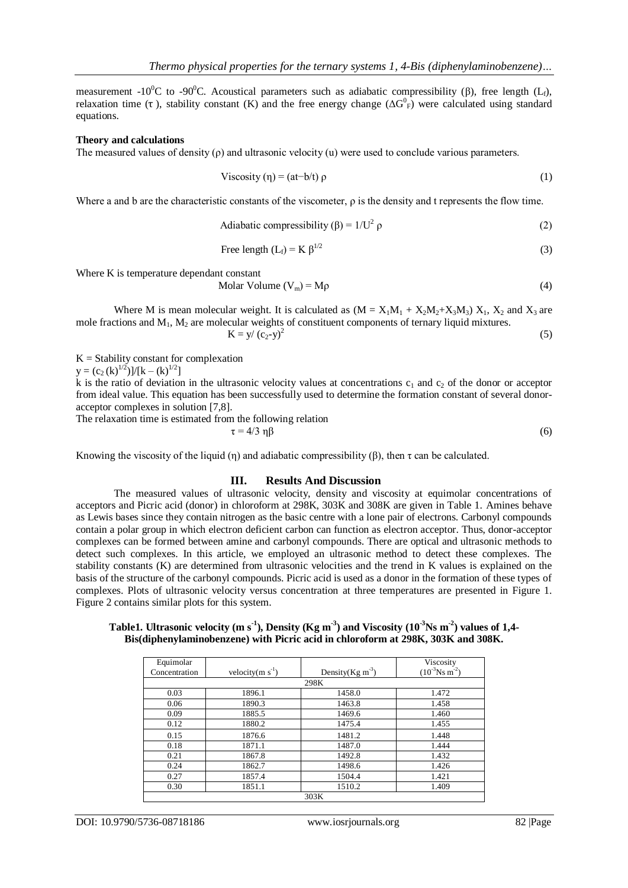measurement $-10^0C$ to $-90^0C$. Acoustical parameters such as adiabatic compressibility (β), free length ($L_f$), relaxation time (τ ), stability constant (K) and the free energy change ($\Delta G^0_F$) were calculated using standard equations.

**Theory and calculations**

The measured values of density (ρ) and ultrasonic velocity (u) were used to conclude various parameters.

$$\text{Viscosity } (\eta) = (at - b/t)\, \rho \tag{1}$$

Where a and b are the characteristic constants of the viscometer, ρ is the density and t represents the flow time.

$$\text{Adiabatic compressibility } (\beta) = 1/U^2 \rho \tag{2}$$

$$\text{Free length } (L_f) = K\, \beta^{1/2} \tag{3}$$

Where K is temperature dependant constant

$$\text{Molar Volume } (V_m) = M\rho \tag{4}$$

Where M is mean molecular weight. It is calculated as ($M = X_1M_1 + X_2M_2 + X_3M_3$) $X_1$, $X_2$ and $X_3$ are mole fractions and $M_1$, $M_2$ are molecular weights of constituent components of ternary liquid mixtures.

$$K = y/\,(c_2 - y)^2 \tag{5}$$

K = Stability constant for complexation

$y = (c_2\,(k)^{1/2})]/[k - (k)^{1/2}]$

k is the ratio of deviation in the ultrasonic velocity values at concentrations $c_1$ and $c_2$ of the donor or acceptor from ideal value. This equation has been successfully used to determine the formation constant of several donor-acceptor complexes in solution [7,8].

The relaxation time is estimated from the following relation

$$\tau = 4/3\ \eta\beta \tag{6}$$

Knowing the viscosity of the liquid (η) and adiabatic compressibility (β), then τ can be calculated.

## III. Results And Discussion

The measured values of ultrasonic velocity, density and viscosity at equimolar concentrations of acceptors and Picric acid (donor) in chloroform at 298K, 303K and 308K are given in Table 1. Amines behave as Lewis bases since they contain nitrogen as the basic centre with a lone pair of electrons. Carbonyl compounds contain a polar group in which electron deficient carbon can function as electron acceptor. Thus, donor-acceptor complexes can be formed between amine and carbonyl compounds. There are optical and ultrasonic methods to detect such complexes. In this article, we employed an ultrasonic method to detect these complexes. The stability constants (K) are determined from ultrasonic velocities and the trend in K values is explained on the basis of the structure of the carbonyl compounds. Picric acid is used as a donor in the formation of these types of complexes. Plots of ultrasonic velocity versus concentration at three temperatures are presented in Figure 1. Figure 2 contains similar plots for this system.

**Table1. Ultrasonic velocity ($m\ s^{-1}$), Density ($Kg\ m^{-3}$) and Viscosity ($10^{-3}Ns\ m^{-2}$) values of 1,4-Bis(diphenylaminobenzene) with Picric acid in chloroform at 298K, 303K and 308K.**

| Equimolar Concentration | velocity($m\ s^{-1}$) | Density($Kg\ m^{-3}$) | Viscosity ($10^{-3}Ns\ m^{-2}$) |
|---|---|---|---|
| | | 298K | |
| 0.03 | 1896.1 | 1458.0 | 1.472 |
| 0.06 | 1890.3 | 1463.8 | 1.458 |
| 0.09 | 1885.5 | 1469.6 | 1.460 |
| 0.12 | 1880.2 | 1475.4 | 1.455 |
| 0.15 | 1876.6 | 1481.2 | 1.448 |
| 0.18 | 1871.1 | 1487.0 | 1.444 |
| 0.21 | 1867.8 | 1492.8 | 1.432 |
| 0.24 | 1862.7 | 1498.6 | 1.426 |
| 0.27 | 1857.4 | 1504.4 | 1.421 |
| 0.30 | 1851.1 | 1510.2 | 1.409 |
| | | 303K | |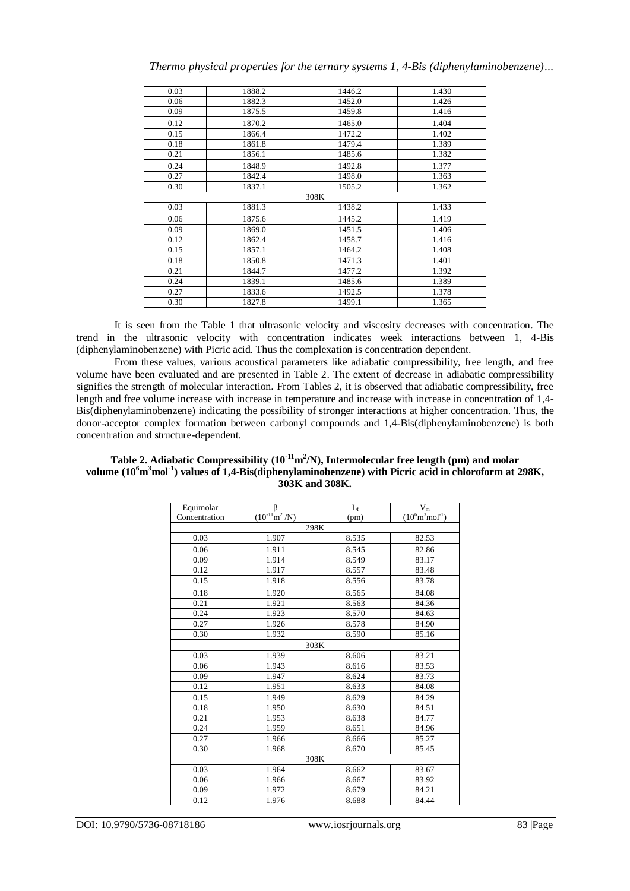| | | | |
|---|---|---|---|
| 0.03 | 1888.2 | 1446.2 | 1.430 |
| 0.06 | 1882.3 | 1452.0 | 1.426 |
| 0.09 | 1875.5 | 1459.8 | 1.416 |
| 0.12 | 1870.2 | 1465.0 | 1.404 |
| 0.15 | 1866.4 | 1472.2 | 1.402 |
| 0.18 | 1861.8 | 1479.4 | 1.389 |
| 0.21 | 1856.1 | 1485.6 | 1.382 |
| 0.24 | 1848.9 | 1492.8 | 1.377 |
| 0.27 | 1842.4 | 1498.0 | 1.363 |
| 0.30 | 1837.1 | 1505.2 | 1.362 |
| | 308K | | |
| 0.03 | 1881.3 | 1438.2 | 1.433 |
| 0.06 | 1875.6 | 1445.2 | 1.419 |
| 0.09 | 1869.0 | 1451.5 | 1.406 |
| 0.12 | 1862.4 | 1458.7 | 1.416 |
| 0.15 | 1857.1 | 1464.2 | 1.408 |
| 0.18 | 1850.8 | 1471.3 | 1.401 |
| 0.21 | 1844.7 | 1477.2 | 1.392 |
| 0.24 | 1839.1 | 1485.6 | 1.389 |
| 0.27 | 1833.6 | 1492.5 | 1.378 |
| 0.30 | 1827.8 | 1499.1 | 1.365 |

It is seen from the Table 1 that ultrasonic velocity and viscosity decreases with concentration. The trend in the ultrasonic velocity with concentration indicates week interactions between 1, 4-Bis (diphenylaminobenzene) with Picric acid. Thus the complexation is concentration dependent.

From these values, various acoustical parameters like adiabatic compressibility, free length, and free volume have been evaluated and are presented in Table 2. The extent of decrease in adiabatic compressibility signifies the strength of molecular interaction. From Tables 2, it is observed that adiabatic compressibility, free length and free volume increase with increase in temperature and increase with increase in concentration of 1,4-Bis(diphenylaminobenzene) indicating the possibility of stronger interactions at higher concentration. Thus, the donor-acceptor complex formation between carbonyl compounds and 1,4-Bis(diphenylaminobenzene) is both concentration and structure-dependent.

**Table 2. Adiabatic Compressibility ($10^{-11}m^2/N$), Intermolecular free length (pm) and molar volume ($10^6m^3mol^{-1}$) values of 1,4-Bis(diphenylaminobenzene) with Picric acid in chloroform at 298K, 303K and 308K.**

| Equimolar Concentration | β ($10^{-11}m^2$ /N) | $L_f$ (pm) | $V_m$ ($10^6m^3mol^{-1}$) |
|---|---|---|---|
| | 298K | | |
| 0.03 | 1.907 | 8.535 | 82.53 |
| 0.06 | 1.911 | 8.545 | 82.86 |
| 0.09 | 1.914 | 8.549 | 83.17 |
| 0.12 | 1.917 | 8.557 | 83.48 |
| 0.15 | 1.918 | 8.556 | 83.78 |
| 0.18 | 1.920 | 8.565 | 84.08 |
| 0.21 | 1.921 | 8.563 | 84.36 |
| 0.24 | 1.923 | 8.570 | 84.63 |
| 0.27 | 1.926 | 8.578 | 84.90 |
| 0.30 | 1.932 | 8.590 | 85.16 |
| | 303K | | |
| 0.03 | 1.939 | 8.606 | 83.21 |
| 0.06 | 1.943 | 8.616 | 83.53 |
| 0.09 | 1.947 | 8.624 | 83.73 |
| 0.12 | 1.951 | 8.633 | 84.08 |
| 0.15 | 1.949 | 8.629 | 84.29 |
| 0.18 | 1.950 | 8.630 | 84.51 |
| 0.21 | 1.953 | 8.638 | 84.77 |
| 0.24 | 1.959 | 8.651 | 84.96 |
| 0.27 | 1.966 | 8.666 | 85.27 |
| 0.30 | 1.968 | 8.670 | 85.45 |
| | 308K | | |
| 0.03 | 1.964 | 8.662 | 83.67 |
| 0.06 | 1.966 | 8.667 | 83.92 |
| 0.09 | 1.972 | 8.679 | 84.21 |
| 0.12 | 1.976 | 8.688 | 84.44 |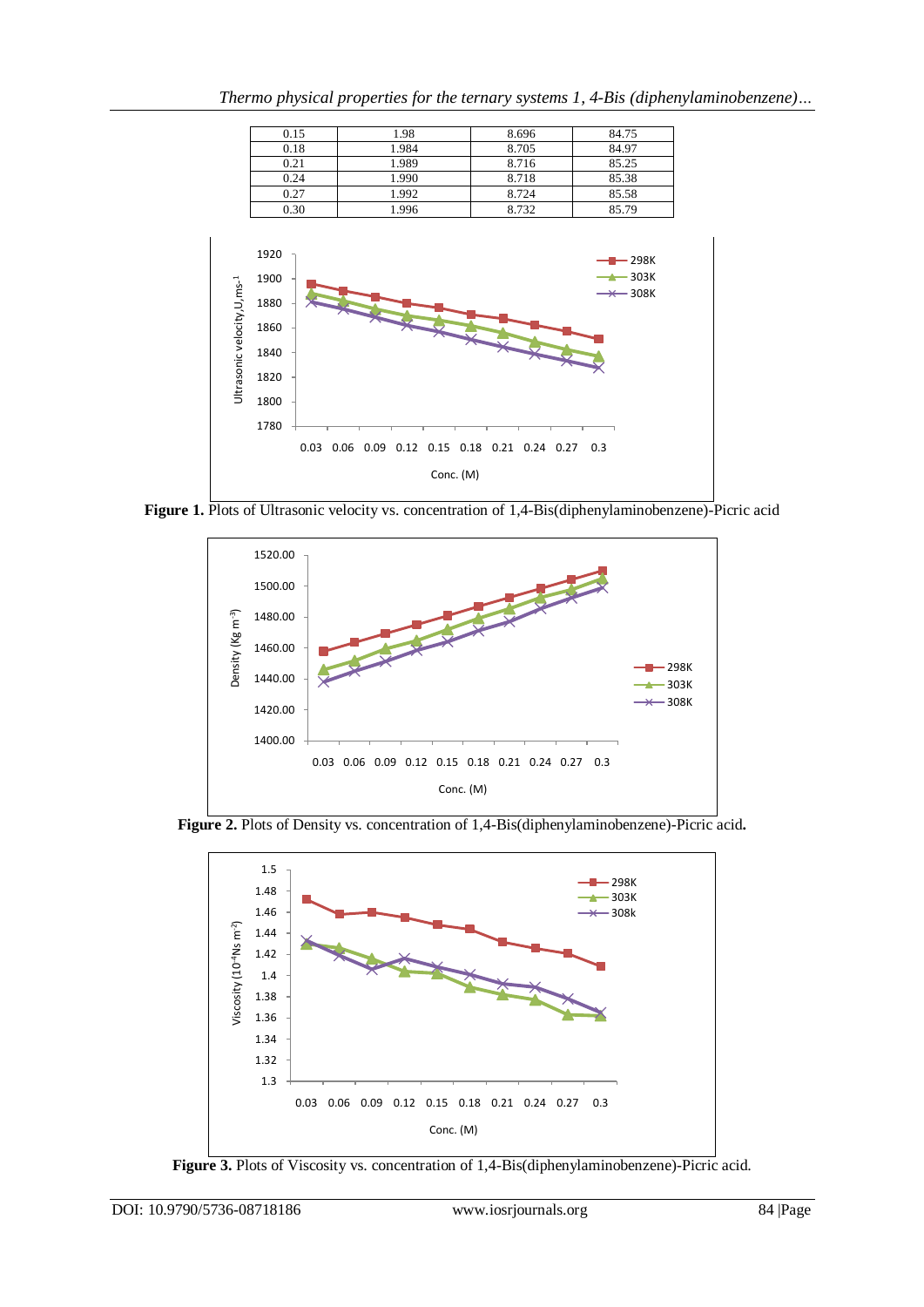| 0.15 | 1.98 | 8.696 | 84.75 |
|---|---|---|---|
| 0.18 | 1.984 | 8.705 | 84.97 |
| 0.21 | 1.989 | 8.716 | 85.25 |
| 0.24 | 1.990 | 8.718 | 85.38 |
| 0.27 | 1.992 | 8.724 | 85.58 |
| 0.30 | 1.996 | 8.732 | 85.79 |

**Figure 1.** Plots of Ultrasonic velocity vs. concentration of 1,4-Bis(diphenylaminobenzene)-Picric acid

**Figure 2.** Plots of Density vs. concentration of 1,4-Bis(diphenylaminobenzene)-Picric acid**.**

**Figure 3.** Plots of Viscosity vs. concentration of 1,4-Bis(diphenylaminobenzene)-Picric acid.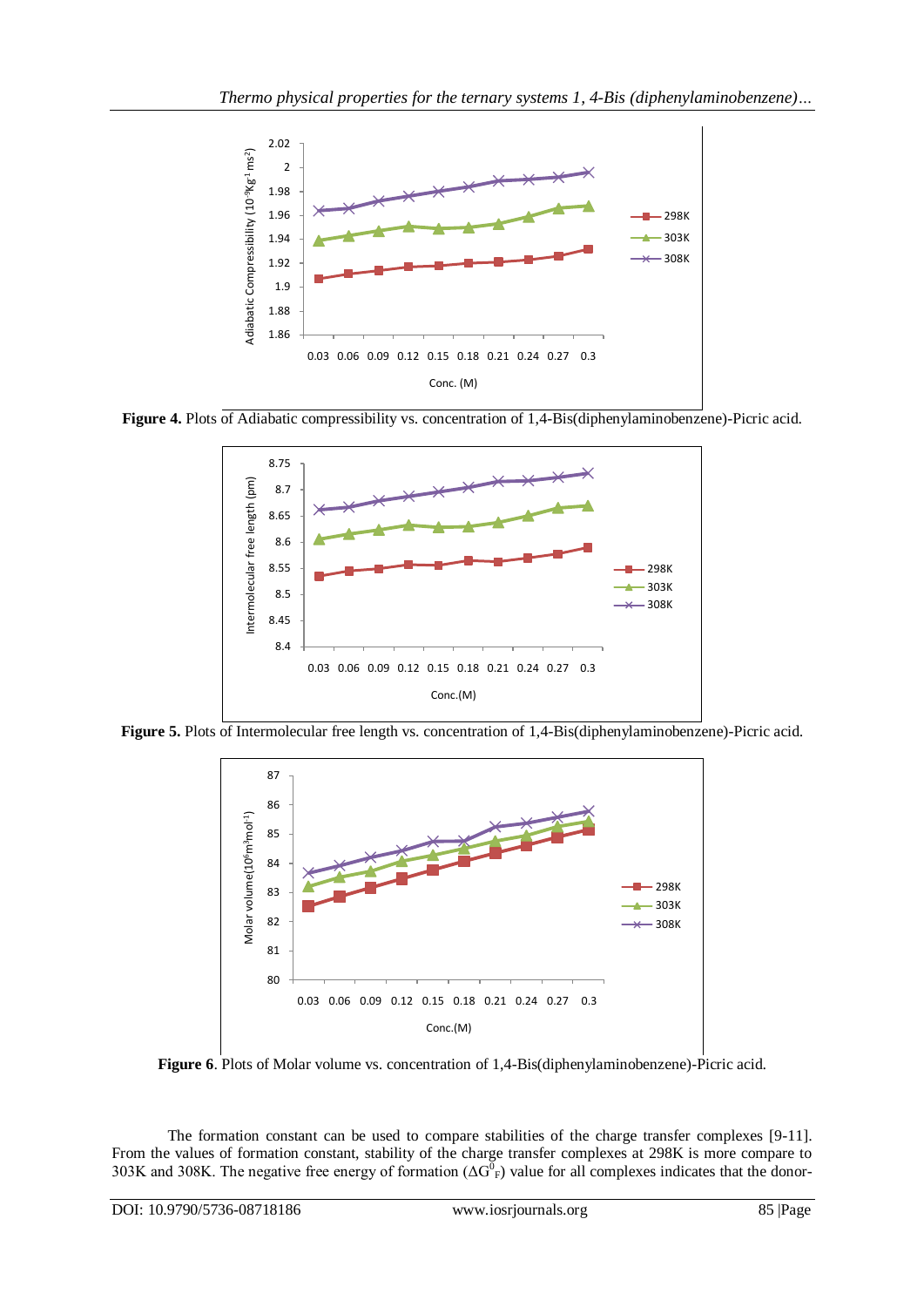2.02
2
1.98
1.96
1.94
1.92
1.9
1.88
1.86

Adiabatic Compressibility ($10^{-9}$Kg$^{-1}$ms$^{2}$)

0.03 0.06 0.09 0.12 0.15 0.18 0.21 0.24 0.27 0.3

Conc. (M)

298K
303K
308K

**Figure 4.** Plots of Adiabatic compressibility vs. concentration of 1,4-Bis(diphenylaminobenzene)-Picric acid.

8.75
8.7
8.65
8.6
8.55
8.5
8.45
8.4

Intermolecular free length (pm)

0.03 0.06 0.09 0.12 0.15 0.18 0.21 0.24 0.27 0.3

Conc.(M)

298K
303K
308K

**Figure 5.** Plots of Intermolecular free length vs. concentration of 1,4-Bis(diphenylaminobenzene)-Picric acid.

87
86
85
84
83
82
81
80

Molar volume($10^{6}$m$^{3}$mol$^{-1}$)

0.03 0.06 0.09 0.12 0.15 0.18 0.21 0.24 0.27 0.3

Conc.(M)

298K
303K
308K

**Figure 6**. Plots of Molar volume vs. concentration of 1,4-Bis(diphenylaminobenzene)-Picric acid.

The formation constant can be used to compare stabilities of the charge transfer complexes [9-11]. From the values of formation constant, stability of the charge transfer complexes at 298K is more compare to 303K and 308K. The negative free energy of formation ($\Delta G^{0}_{F}$) value for all complexes indicates that the donor-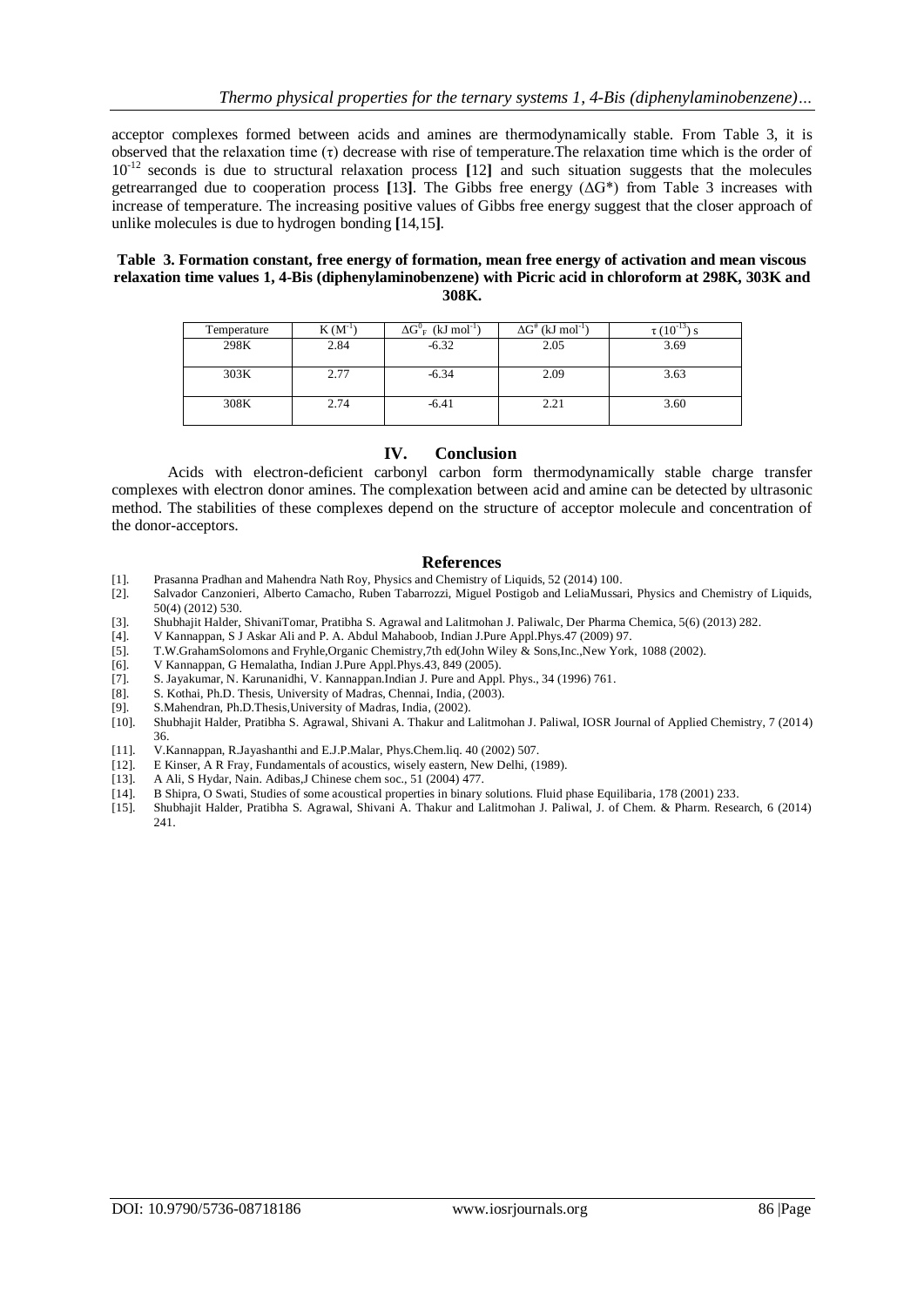acceptor complexes formed between acids and amines are thermodynamically stable. From Table 3, it is observed that the relaxation time (τ) decrease with rise of temperature.The relaxation time which is the order of $10^{-12}$ seconds is due to structural relaxation process **[**12**]** and such situation suggests that the molecules getrearranged due to cooperation process **[**13**]**. The Gibbs free energy (ΔG*) from Table 3 increases with increase of temperature. The increasing positive values of Gibbs free energy suggest that the closer approach of unlike molecules is due to hydrogen bonding **[**14,15**]**.

**Table 3. Formation constant, free energy of formation, mean free energy of activation and mean viscous relaxation time values 1, 4-Bis (diphenylaminobenzene) with Picric acid in chloroform at 298K, 303K and 308K.**

| Temperature | K ($M^{-1}$) | $\Delta G^0_F$ (kJ $mol^{-1}$) | $\Delta G^{\#}$ (kJ $mol^{-1}$) | τ ($10^{-13}$) s |
|---|---|---|---|---|
| 298K | 2.84 | -6.32 | 2.05 | 3.69 |
| 303K | 2.77 | -6.34 | 2.09 | 3.63 |
| 308K | 2.74 | -6.41 | 2.21 | 3.60 |

## IV. Conclusion

Acids with electron-deficient carbonyl carbon form thermodynamically stable charge transfer complexes with electron donor amines. The complexation between acid and amine can be detected by ultrasonic method. The stabilities of these complexes depend on the structure of acceptor molecule and concentration of the donor-acceptors.

## References

[1]. Prasanna Pradhan and Mahendra Nath Roy, Physics and Chemistry of Liquids, 52 (2014) 100.
[2]. Salvador Canzonieri, Alberto Camacho, Ruben Tabarrozzi, Miguel Postigob and LeliaMussari, Physics and Chemistry of Liquids, 50(4) (2012) 530.
[3]. Shubhajit Halder, ShivaniTomar, Pratibha S. Agrawal and Lalitmohan J. Paliwalc, Der Pharma Chemica, 5(6) (2013) 282.
[4]. V Kannappan, S J Askar Ali and P. A. Abdul Mahaboob, Indian J.Pure Appl.Phys.47 (2009) 97.
[5]. T.W.GrahamSolomons and Fryhle,Organic Chemistry,7th ed(John Wiley & Sons,Inc.,New York, 1088 (2002).
[6]. V Kannappan, G Hemalatha, Indian J.Pure Appl.Phys.43, 849 (2005).
[7]. S. Jayakumar, N. Karunanidhi, V. Kannappan.Indian J. Pure and Appl. Phys., 34 (1996) 761.
[8]. S. Kothai, Ph.D. Thesis, University of Madras, Chennai, India, (2003).
[9]. S.Mahendran, Ph.D.Thesis,University of Madras, India, (2002).
[10]. Shubhajit Halder, Pratibha S. Agrawal, Shivani A. Thakur and Lalitmohan J. Paliwal, IOSR Journal of Applied Chemistry, 7 (2014) 36.
[11]. V.Kannappan, R.Jayashanthi and E.J.P.Malar, Phys.Chem.liq. 40 (2002) 507.
[12]. E Kinser, A R Fray, Fundamentals of acoustics, wisely eastern, New Delhi, (1989).
[13]. A Ali, S Hydar, Nain. Adibas,J Chinese chem soc., 51 (2004) 477.
[14]. B Shipra, O Swati, Studies of some acoustical properties in binary solutions. Fluid phase Equilibaria, 178 (2001) 233.
[15]. Shubhajit Halder, Pratibha S. Agrawal, Shivani A. Thakur and Lalitmohan J. Paliwal, J. of Chem. & Pharm. Research, 6 (2014) 241.